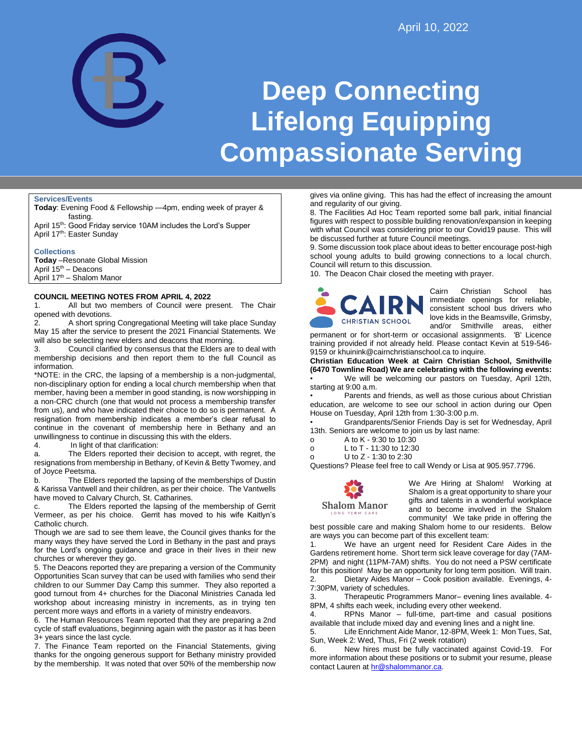April 10, 2022

# Deep Connecting Lifelong Equipping Compassionate Serving

### Services/Events

**Today**: Evening Food & Fellowship —4pm, ending week of prayer & fasting.
April 15th: Good Friday service 10AM includes the Lord's Supper
April 17th: Easter Sunday

### Collections

**Today** –Resonate Global Mission
April 15th – Deacons
April 17th – Shalom Manor

## COUNCIL MEETING NOTES FROM APRIL 4, 2022

1. All but two members of Council were present. The Chair opened with devotions.
2. A short spring Congregational Meeting will take place Sunday May 15 after the service to present the 2021 Financial Statements. We will also be selecting new elders and deacons that morning.
3. Council clarified by consensus that the Elders are to deal with membership decisions and then report them to the full Council as information.

*NOTE: in the CRC, the lapsing of a membership is a non-judgmental, non-disciplinary option for ending a local church membership when that member, having been a member in good standing, is now worshipping in a non-CRC church (one that would not process a membership transfer from us), and who have indicated their choice to do so is permanent. A resignation from membership indicates a member's clear refusal to continue in the covenant of membership here in Bethany and an unwillingness to continue in discussing this with the elders.

4. In light of that clarification:
   a. The Elders reported their decision to accept, with regret, the resignations from membership in Bethany, of Kevin & Betty Twomey, and of Joyce Peetsma.
   b. The Elders reported the lapsing of the memberships of Dustin & Karissa Vantwell and their children, as per their choice. The Vantwells have moved to Calvary Church, St. Catharines.
   c. The Elders reported the lapsing of the membership of Gerrit Vermeer, as per his choice. Gerrit has moved to his wife Kaitlyn's Catholic church.

Though we are sad to see them leave, the Council gives thanks for the many ways they have served the Lord in Bethany in the past and prays for the Lord's ongoing guidance and grace in their lives in their new churches or wherever they go.

5. The Deacons reported they are preparing a version of the Community Opportunities Scan survey that can be used with families who send their children to our Summer Day Camp this summer. They also reported a good turnout from 4+ churches for the Diaconal Ministries Canada led workshop about increasing ministry in increments, as in trying ten percent more ways and efforts in a variety of ministry endeavors.
6. The Human Resources Team reported that they are preparing a 2nd cycle of staff evaluations, beginning again with the pastor as it has been 3+ years since the last cycle.
7. The Finance Team reported on the Financial Statements, giving thanks for the ongoing generous support for Bethany ministry provided by the membership. It was noted that over 50% of the membership now gives via online giving. This has had the effect of increasing the amount and regularity of our giving.
8. The Facilities Ad Hoc Team reported some ball park, initial financial figures with respect to possible building renovation/expansion in keeping with what Council was considering prior to our Covid19 pause. This will be discussed further at future Council meetings.
9. Some discussion took place about ideas to better encourage post-high school young adults to build growing connections to a local church. Council will return to this discussion.
10. The Deacon Chair closed the meeting with prayer.

CAIRN CHRISTIAN SCHOOL

Cairn Christian School has immediate openings for reliable, consistent school bus drivers who love kids in the Beamsville, Grimsby, and/or Smithville areas, either permanent or for short-term or occasional assignments. 'B' Licence training provided if not already held. Please contact Kevin at 519-546-9159 or khuinink@cairnchristianschool.ca to inquire.

**Christian Education Week at Cairn Christian School, Smithville (6470 Townline Road) We are celebrating with the following events:**

- We will be welcoming our pastors on Tuesday, April 12th, starting at 9:00 a.m.
- Parents and friends, as well as those curious about Christian education, are welcome to see our school in action during our Open House on Tuesday, April 12th from 1:30-3:00 p.m.
- Grandparents/Senior Friends Day is set for Wednesday, April 13th. Seniors are welcome to join us by last name:
  - A to K - 9:30 to 10:30
  - L to T - 11:30 to 12:30
  - U to Z - 1:30 to 2:30

Questions? Please feel free to call Wendy or Lisa at 905.957.7796.

Shalom Manor LONG TERM CARE

We Are Hiring at Shalom! Working at Shalom is a great opportunity to share your gifts and talents in a wonderful workplace and to become involved in the Shalom community! We take pride in offering the best possible care and making Shalom home to our residents. Below are ways you can become part of this excellent team:

1. We have an urgent need for Resident Care Aides in the Gardens retirement home. Short term sick leave coverage for day (7AM-2PM) and night (11PM-7AM) shifts. You do not need a PSW certificate for this position! May be an opportunity for long term position. Will train.
2. Dietary Aides Manor – Cook position available. Evenings, 4-7:30PM, variety of schedules.
3. Therapeutic Programmers Manor– evening lines available. 4-8PM, 4 shifts each week, including every other weekend.
4. RPNs Manor – full-time, part-time and casual positions available that include mixed day and evening lines and a night line.
5. Life Enrichment Aide Manor, 12-8PM, Week 1: Mon Tues, Sat, Sun, Week 2: Wed, Thus, Fri (2 week rotation)
6. New hires must be fully vaccinated against Covid-19. For more information about these positions or to submit your resume, please contact Lauren at hr@shalommanor.ca.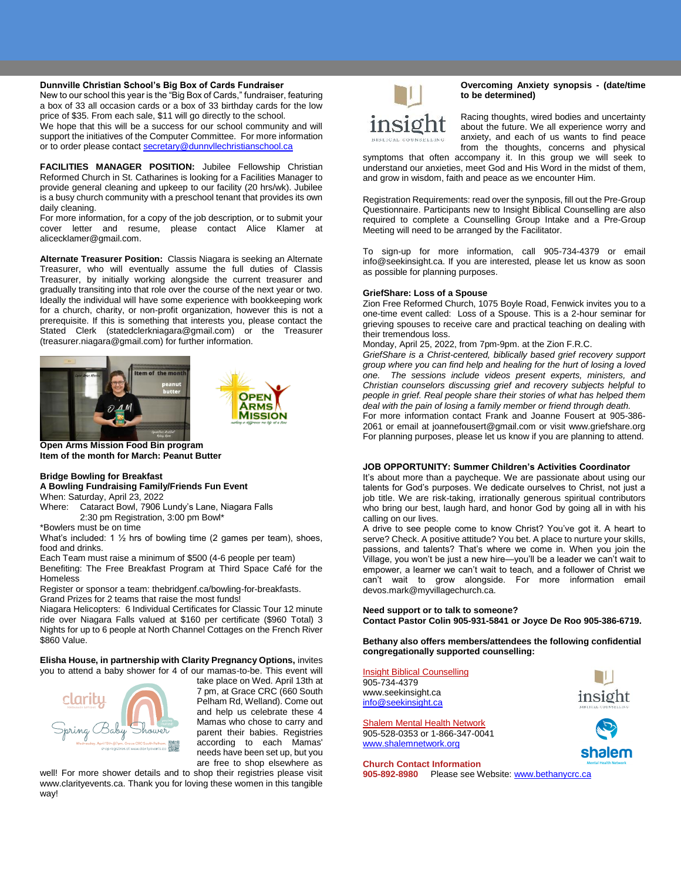**Dunnville Christian School's Big Box of Cards Fundraiser**
New to our school this year is the "Big Box of Cards," fundraiser, featuring a box of 33 all occasion cards or a box of 33 birthday cards for the low price of $35. From each sale, $11 will go directly to the school.
We hope that this will be a success for our school community and will support the initiatives of the Computer Committee. For more information or to order please contact secretary@dunnvllechristianschool.ca

**FACILITIES MANAGER POSITION:** Jubilee Fellowship Christian Reformed Church in St. Catharines is looking for a Facilities Manager to provide general cleaning and upkeep to our facility (20 hrs/wk). Jubilee is a busy church community with a preschool tenant that provides its own daily cleaning.
For more information, for a copy of the job description, or to submit your cover letter and resume, please contact Alice Klamer at alicecklamer@gmail.com.

**Alternate Treasurer Position:** Classis Niagara is seeking an Alternate Treasurer, who will eventually assume the full duties of Classis Treasurer, by initially working alongside the current treasurer and gradually transiting into that role over the course of the next year or two. Ideally the individual will have some experience with bookkeeping work for a church, charity, or non-profit organization, however this is not a prerequisite. If this is something that interests you, please contact the Stated Clerk (statedclerkniagara@gmail.com) or the Treasurer (treasurer.niagara@gmail.com) for further information.

**Open Arms Mission Food Bin program**
**Item of the month for March: Peanut Butter**

**Bridge Bowling for Breakfast**
**A Bowling Fundraising Family/Friends Fun Event**
When: Saturday, April 23, 2022
Where: Cataract Bowl, 7906 Lundy's Lane, Niagara Falls
2:30 pm Registration, 3:00 pm Bowl*
*Bowlers must be on time
What's included: 1 ½ hrs of bowling time (2 games per team), shoes, food and drinks.
Each Team must raise a minimum of $500 (4-6 people per team)
Benefiting: The Free Breakfast Program at Third Space Café for the Homeless
Register or sponsor a team: thebridgenf.ca/bowling-for-breakfasts.
Grand Prizes for 2 teams that raise the most funds!
Niagara Helicopters: 6 Individual Certificates for Classic Tour 12 minute ride over Niagara Falls valued at $160 per certificate ($960 Total) 3 Nights for up to 6 people at North Channel Cottages on the French River $860 Value.

**Elisha House, in partnership with Clarity Pregnancy Options,** invites you to attend a baby shower for 4 of our mamas-to-be. This event will take place on Wed. April 13th at 7 pm, at Grace CRC (660 South Pelham Rd, Welland). Come out and help us celebrate these 4 Mamas who chose to carry and parent their babies. Registries according to each Mamas' needs have been set up, but you are free to shop elsewhere as well! For more shower details and to shop their registries please visit www.clarityevents.ca. Thank you for loving these women in this tangible way!

**Overcoming Anxiety synopsis - (date/time to be determined)**

Racing thoughts, wired bodies and uncertainty about the future. We all experience worry and anxiety, and each of us wants to find peace from the thoughts, concerns and physical symptoms that often accompany it. In this group we will seek to understand our anxieties, meet God and His Word in the midst of them, and grow in wisdom, faith and peace as we encounter Him.

Registration Requirements: read over the synposis, fill out the Pre-Group Questionnaire. Participants new to Insight Biblical Counselling are also required to complete a Counselling Group Intake and a Pre-Group Meeting will need to be arranged by the Facilitator.

To sign-up for more information, call 905-734-4379 or email info@seekinsight.ca. If you are interested, please let us know as soon as possible for planning purposes.

**GriefShare: Loss of a Spouse**
Zion Free Reformed Church, 1075 Boyle Road, Fenwick invites you to a one-time event called: Loss of a Spouse. This is a 2-hour seminar for grieving spouses to receive care and practical teaching on dealing with their tremendous loss.
Monday, April 25, 2022, from 7pm-9pm. at the Zion F.R.C.
*GriefShare is a Christ-centered, biblically based grief recovery support group where you can find help and healing for the hurt of losing a loved one. The sessions include videos present experts, ministers, and Christian counselors discussing grief and recovery subjects helpful to people in grief. Real people share their stories of what has helped them deal with the pain of losing a family member or friend through death.*
For more information contact Frank and Joanne Fousert at 905-386-2061 or email at joannefousert@gmail.com or visit www.griefshare.org For planning purposes, please let us know if you are planning to attend.

**JOB OPPORTUNITY: Summer Children's Activities Coordinator**
It's about more than a paycheque. We are passionate about using our talents for God's purposes. We dedicate ourselves to Christ, not just a job title. We are risk-taking, irrationally generous spiritual contributors who bring our best, laugh hard, and honor God by going all in with his calling on our lives.
A drive to see people come to know Christ? You've got it. A heart to serve? Check. A positive attitude? You bet. A place to nurture your skills, passions, and talents? That's where we come in. When you join the Village, you won't be just a new hire—you'll be a leader we can't wait to empower, a learner we can't wait to teach, and a follower of Christ we can't wait to grow alongside. For more information email devos.mark@myvillagechurch.ca.

**Need support or to talk to someone?**
**Contact Pastor Colin 905-931-5841 or Joyce De Roo 905-386-6719.**

**Bethany also offers members/attendees the following confidential congregationally supported counselling:**

Insight Biblical Counselling
905-734-4379
www.seekinsight.ca
info@seekinsight.ca

Shalem Mental Health Network
905-528-0353 or 1-866-347-0041
www.shalemnetwork.org

**Church Contact Information**
**905-892-8980** Please see Website: www.bethanycrc.ca